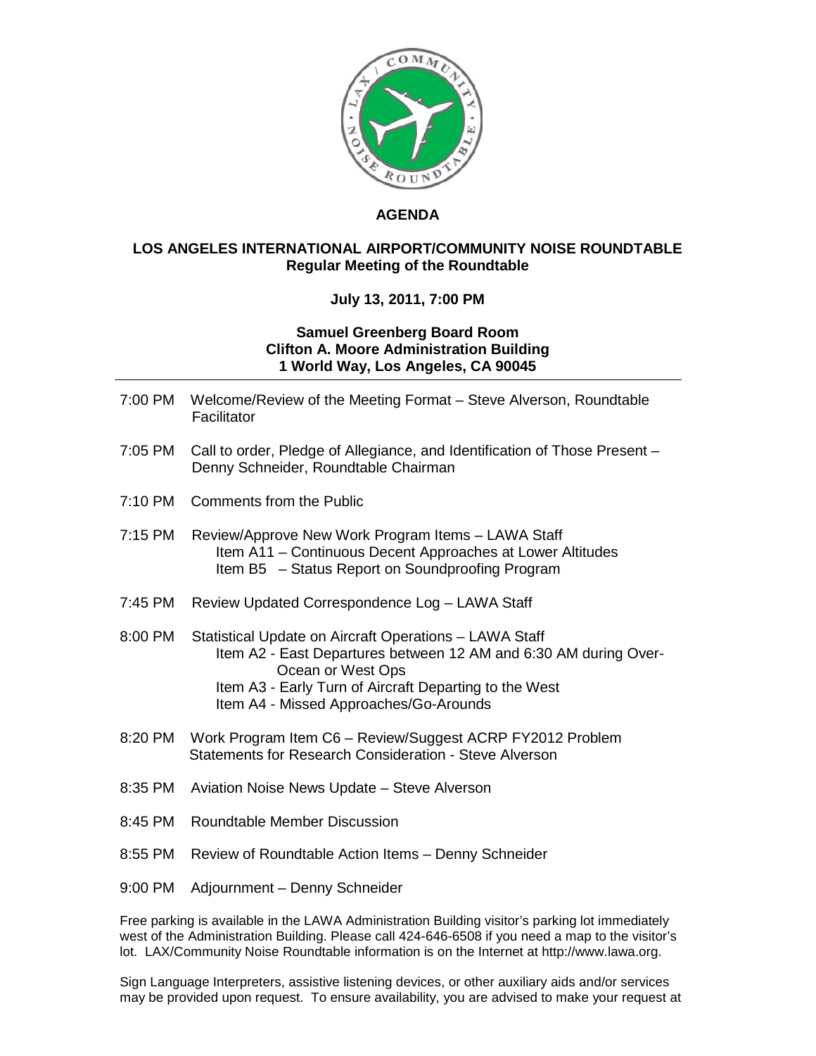# AGENDA

## LOS ANGELES INTERNATIONAL AIRPORT/COMMUNITY NOISE ROUNDTABLE
**Regular Meeting of the Roundtable**

**July 13, 2011, 7:00 PM**

**Samuel Greenberg Board Room**
**Clifton A. Moore Administration Building**
**1 World Way, Los Angeles, CA 90045**

---

7:00 PM Welcome/Review of the Meeting Format – Steve Alverson, Roundtable Facilitator

7:05 PM Call to order, Pledge of Allegiance, and Identification of Those Present – Denny Schneider, Roundtable Chairman

7:10 PM Comments from the Public

7:15 PM Review/Approve New Work Program Items – LAWA Staff
- Item A11 – Continuous Decent Approaches at Lower Altitudes
- Item B5 – Status Report on Soundproofing Program

7:45 PM Review Updated Correspondence Log – LAWA Staff

8:00 PM Statistical Update on Aircraft Operations – LAWA Staff
- Item A2 - East Departures between 12 AM and 6:30 AM during Over-Ocean or West Ops
- Item A3 - Early Turn of Aircraft Departing to the West
- Item A4 - Missed Approaches/Go-Arounds

8:20 PM Work Program Item C6 – Review/Suggest ACRP FY2012 Problem Statements for Research Consideration - Steve Alverson

8:35 PM Aviation Noise News Update – Steve Alverson

8:45 PM Roundtable Member Discussion

8:55 PM Review of Roundtable Action Items – Denny Schneider

9:00 PM Adjournment – Denny Schneider

Free parking is available in the LAWA Administration Building visitor's parking lot immediately west of the Administration Building. Please call 424-646-6508 if you need a map to the visitor's lot. LAX/Community Noise Roundtable information is on the Internet at http://www.lawa.org.

Sign Language Interpreters, assistive listening devices, or other auxiliary aids and/or services may be provided upon request. To ensure availability, you are advised to make your request at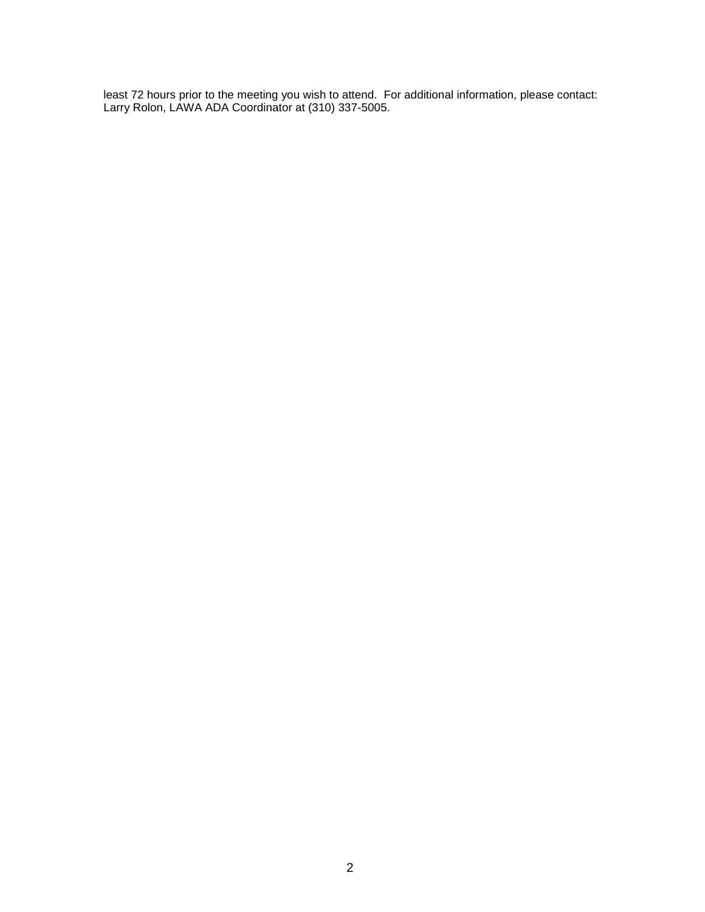least 72 hours prior to the meeting you wish to attend. For additional information, please contact: Larry Rolon, LAWA ADA Coordinator at (310) 337-5005.